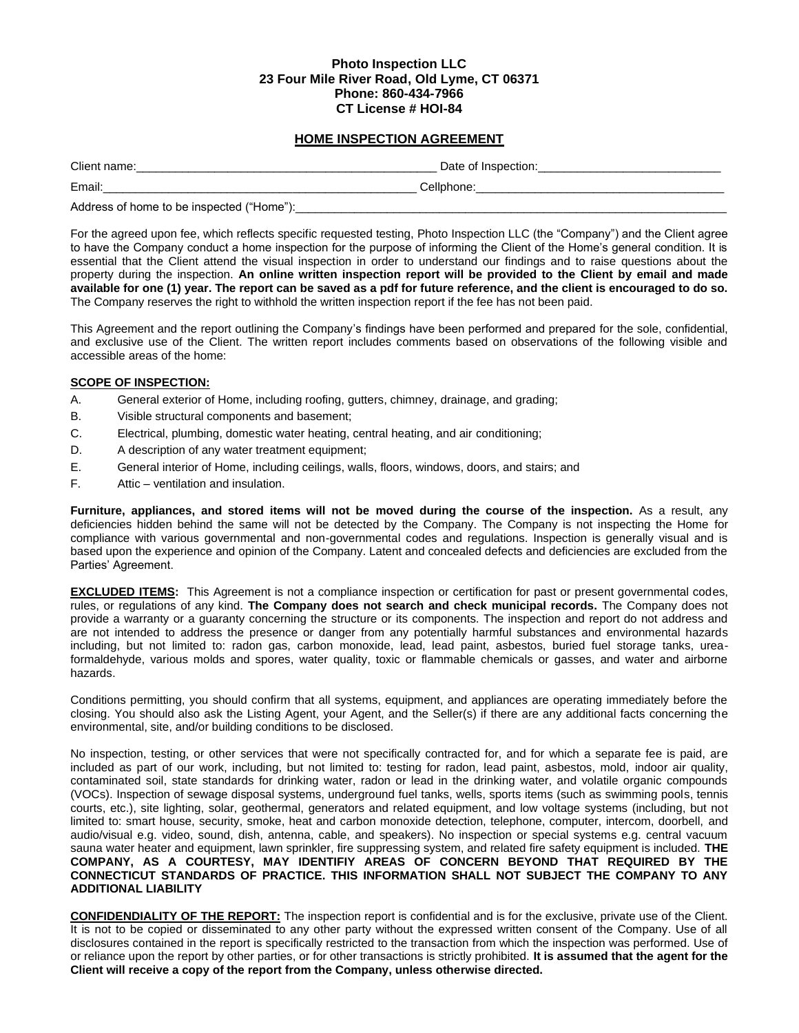**Photo Inspection LLC**
**23 Four Mile River Road, Old Lyme, CT 06371**
**Phone: 860-434-7966**
**CT License # HOI-84**

## HOME INSPECTION AGREEMENT

Client name:_______________________________________________ Date of Inspection:____________________________

Email:_________________________________________________ Cellphone:______________________________________

Address of home to be inspected ("Home"):______________________________________________________________________

For the agreed upon fee, which reflects specific requested testing, Photo Inspection LLC (the "Company") and the Client agree to have the Company conduct a home inspection for the purpose of informing the Client of the Home's general condition. It is essential that the Client attend the visual inspection in order to understand our findings and to raise questions about the property during the inspection. **An online written inspection report will be provided to the Client by email and made available for one (1) year. The report can be saved as a pdf for future reference, and the client is encouraged to do so.** The Company reserves the right to withhold the written inspection report if the fee has not been paid.

This Agreement and the report outlining the Company's findings have been performed and prepared for the sole, confidential, and exclusive use of the Client. The written report includes comments based on observations of the following visible and accessible areas of the home:

**SCOPE OF INSPECTION:**

A. General exterior of Home, including roofing, gutters, chimney, drainage, and grading;
B. Visible structural components and basement;
C. Electrical, plumbing, domestic water heating, central heating, and air conditioning;
D. A description of any water treatment equipment;
E. General interior of Home, including ceilings, walls, floors, windows, doors, and stairs; and
F. Attic – ventilation and insulation.

**Furniture, appliances, and stored items will not be moved during the course of the inspection.** As a result, any deficiencies hidden behind the same will not be detected by the Company. The Company is not inspecting the Home for compliance with various governmental and non-governmental codes and regulations. Inspection is generally visual and is based upon the experience and opinion of the Company. Latent and concealed defects and deficiencies are excluded from the Parties' Agreement.

**EXCLUDED ITEMS:** This Agreement is not a compliance inspection or certification for past or present governmental codes, rules, or regulations of any kind. **The Company does not search and check municipal records.** The Company does not provide a warranty or a guaranty concerning the structure or its components. The inspection and report do not address and are not intended to address the presence or danger from any potentially harmful substances and environmental hazards including, but not limited to: radon gas, carbon monoxide, lead, lead paint, asbestos, buried fuel storage tanks, urea-formaldehyde, various molds and spores, water quality, toxic or flammable chemicals or gasses, and water and airborne hazards.

Conditions permitting, you should confirm that all systems, equipment, and appliances are operating immediately before the closing. You should also ask the Listing Agent, your Agent, and the Seller(s) if there are any additional facts concerning the environmental, site, and/or building conditions to be disclosed.

No inspection, testing, or other services that were not specifically contracted for, and for which a separate fee is paid, are included as part of our work, including, but not limited to: testing for radon, lead paint, asbestos, mold, indoor air quality, contaminated soil, state standards for drinking water, radon or lead in the drinking water, and volatile organic compounds (VOCs). Inspection of sewage disposal systems, underground fuel tanks, wells, sports items (such as swimming pools, tennis courts, etc.), site lighting, solar, geothermal, generators and related equipment, and low voltage systems (including, but not limited to: smart house, security, smoke, heat and carbon monoxide detection, telephone, computer, intercom, doorbell, and audio/visual e.g. video, sound, dish, antenna, cable, and speakers). No inspection or special systems e.g. central vacuum sauna water heater and equipment, lawn sprinkler, fire suppressing system, and related fire safety equipment is included. **THE COMPANY, AS A COURTESY, MAY IDENTIFIY AREAS OF CONCERN BEYOND THAT REQUIRED BY THE CONNECTICUT STANDARDS OF PRACTICE. THIS INFORMATION SHALL NOT SUBJECT THE COMPANY TO ANY ADDITIONAL LIABILITY**

**CONFIDENDIALITY OF THE REPORT:** The inspection report is confidential and is for the exclusive, private use of the Client. It is not to be copied or disseminated to any other party without the expressed written consent of the Company. Use of all disclosures contained in the report is specifically restricted to the transaction from which the inspection was performed. Use of or reliance upon the report by other parties, or for other transactions is strictly prohibited. **It is assumed that the agent for the Client will receive a copy of the report from the Company, unless otherwise directed.**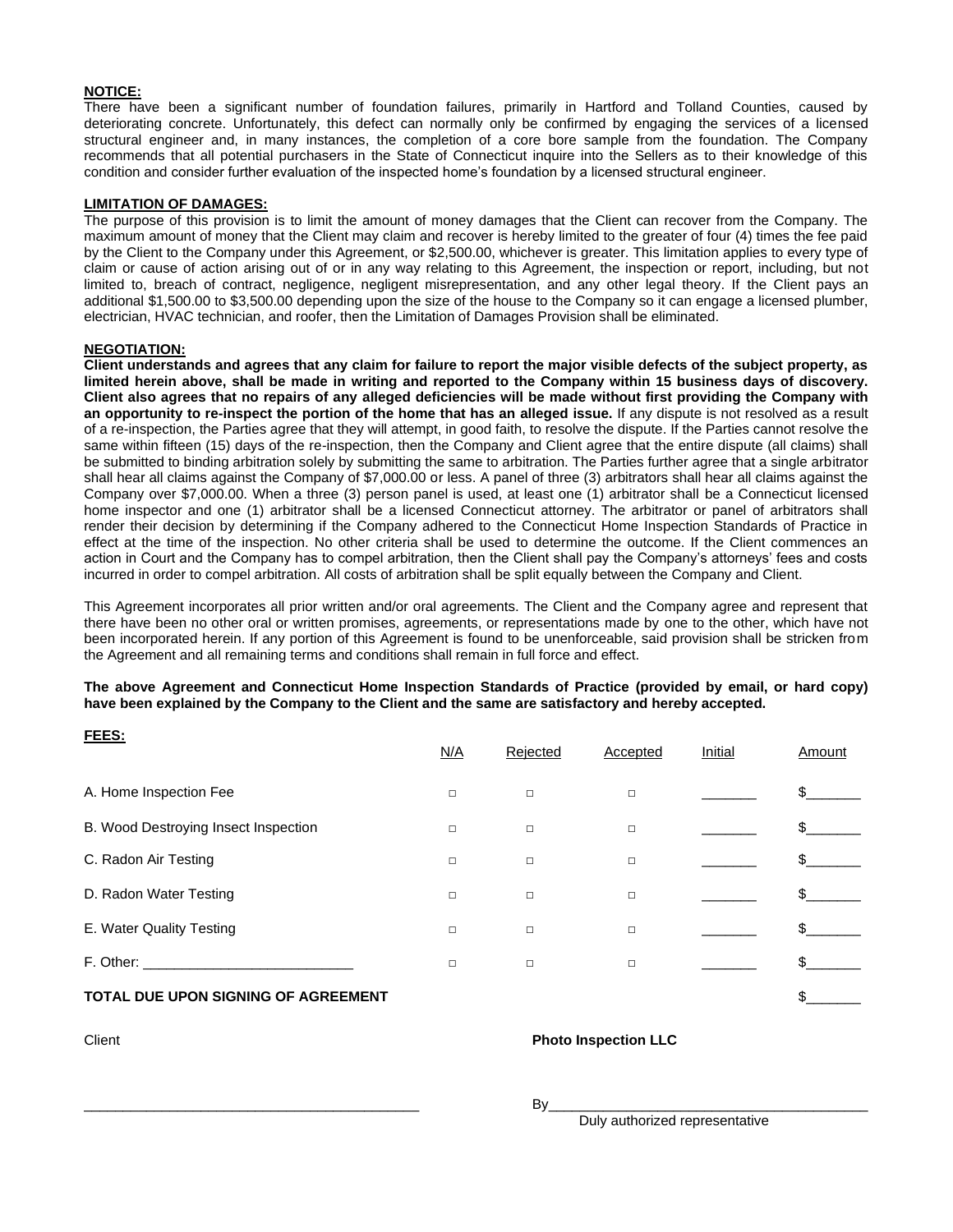**NOTICE:**

There have been a significant number of foundation failures, primarily in Hartford and Tolland Counties, caused by deteriorating concrete. Unfortunately, this defect can normally only be confirmed by engaging the services of a licensed structural engineer and, in many instances, the completion of a core bore sample from the foundation. The Company recommends that all potential purchasers in the State of Connecticut inquire into the Sellers as to their knowledge of this condition and consider further evaluation of the inspected home's foundation by a licensed structural engineer.

**LIMITATION OF DAMAGES:**

The purpose of this provision is to limit the amount of money damages that the Client can recover from the Company. The maximum amount of money that the Client may claim and recover is hereby limited to the greater of four (4) times the fee paid by the Client to the Company under this Agreement, or $2,500.00, whichever is greater. This limitation applies to every type of claim or cause of action arising out of or in any way relating to this Agreement, the inspection or report, including, but not limited to, breach of contract, negligence, negligent misrepresentation, and any other legal theory. If the Client pays an additional $1,500.00 to $3,500.00 depending upon the size of the house to the Company so it can engage a licensed plumber, electrician, HVAC technician, and roofer, then the Limitation of Damages Provision shall be eliminated.

**NEGOTIATION:**

**Client understands and agrees that any claim for failure to report the major visible defects of the subject property, as limited herein above, shall be made in writing and reported to the Company within 15 business days of discovery. Client also agrees that no repairs of any alleged deficiencies will be made without first providing the Company with an opportunity to re-inspect the portion of the home that has an alleged issue.** If any dispute is not resolved as a result of a re-inspection, the Parties agree that they will attempt, in good faith, to resolve the dispute. If the Parties cannot resolve the same within fifteen (15) days of the re-inspection, then the Company and Client agree that the entire dispute (all claims) shall be submitted to binding arbitration solely by submitting the same to arbitration. The Parties further agree that a single arbitrator shall hear all claims against the Company of $7,000.00 or less. A panel of three (3) arbitrators shall hear all claims against the Company over $7,000.00. When a three (3) person panel is used, at least one (1) arbitrator shall be a Connecticut licensed home inspector and one (1) arbitrator shall be a licensed Connecticut attorney. The arbitrator or panel of arbitrators shall render their decision by determining if the Company adhered to the Connecticut Home Inspection Standards of Practice in effect at the time of the inspection. No other criteria shall be used to determine the outcome. If the Client commences an action in Court and the Company has to compel arbitration, then the Client shall pay the Company's attorneys' fees and costs incurred in order to compel arbitration. All costs of arbitration shall be split equally between the Company and Client.

This Agreement incorporates all prior written and/or oral agreements. The Client and the Company agree and represent that there have been no other oral or written promises, agreements, or representations made by one to the other, which have not been incorporated herein. If any portion of this Agreement is found to be unenforceable, said provision shall be stricken from the Agreement and all remaining terms and conditions shall remain in full force and effect.

**The above Agreement and Connecticut Home Inspection Standards of Practice (provided by email, or hard copy) have been explained by the Company to the Client and the same are satisfactory and hereby accepted.**

**FEES:**

| | N/A | Rejected | Accepted | Initial | Amount |
|---|---|---|---|---|---|
| A. Home Inspection Fee | □ | □ | □ | _______ | $_______ |
| B. Wood Destroying Insect Inspection | □ | □ | □ | _______ | $_______ |
| C. Radon Air Testing | □ | □ | □ | _______ | $_______ |
| D. Radon Water Testing | □ | □ | □ | _______ | $_______ |
| E. Water Quality Testing | □ | □ | □ | _______ | $_______ |
| F. Other: ___________________________ | □ | □ | □ | _______ | $_______ |
| **TOTAL DUE UPON SIGNING OF AGREEMENT** | | | | | $_______ |

Client

____________________________________________

**Photo Inspection LLC**

By__________________________________________

Duly authorized representative